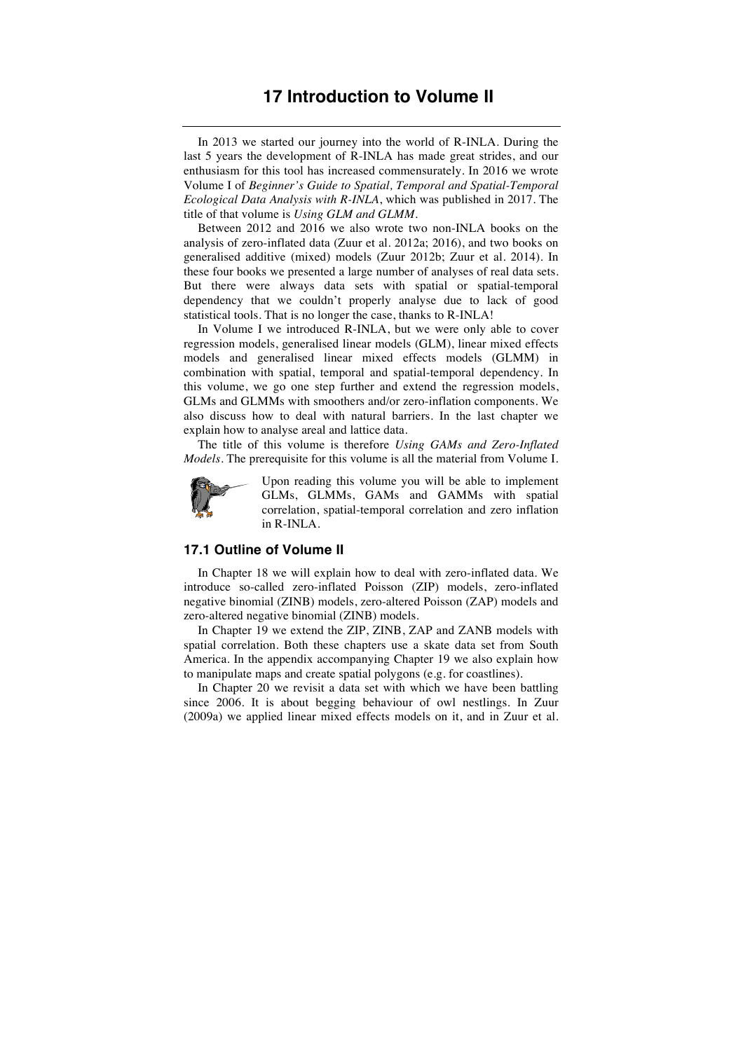# 17 Introduction to Volume II

In 2013 we started our journey into the world of R-INLA. During the last 5 years the development of R-INLA has made great strides, and our enthusiasm for this tool has increased commensurately. In 2016 we wrote Volume I of *Beginner's Guide to Spatial, Temporal and Spatial-Temporal Ecological Data Analysis with R-INLA*, which was published in 2017. The title of that volume is *Using GLM and GLMM*.

Between 2012 and 2016 we also wrote two non-INLA books on the analysis of zero-inflated data (Zuur et al. 2012a; 2016), and two books on generalised additive (mixed) models (Zuur 2012b; Zuur et al. 2014). In these four books we presented a large number of analyses of real data sets. But there were always data sets with spatial or spatial-temporal dependency that we couldn't properly analyse due to lack of good statistical tools. That is no longer the case, thanks to R-INLA!

In Volume I we introduced R-INLA, but we were only able to cover regression models, generalised linear models (GLM), linear mixed effects models and generalised linear mixed effects models (GLMM) in combination with spatial, temporal and spatial-temporal dependency. In this volume, we go one step further and extend the regression models, GLMs and GLMMs with smoothers and/or zero-inflation components. We also discuss how to deal with natural barriers. In the last chapter we explain how to analyse areal and lattice data.

The title of this volume is therefore *Using GAMs and Zero-Inflated Models*. The prerequisite for this volume is all the material from Volume I.

Upon reading this volume you will be able to implement GLMs, GLMMs, GAMs and GAMMs with spatial correlation, spatial-temporal correlation and zero inflation in R-INLA.

## 17.1 Outline of Volume II

In Chapter 18 we will explain how to deal with zero-inflated data. We introduce so-called zero-inflated Poisson (ZIP) models, zero-inflated negative binomial (ZINB) models, zero-altered Poisson (ZAP) models and zero-altered negative binomial (ZINB) models.

In Chapter 19 we extend the ZIP, ZINB, ZAP and ZANB models with spatial correlation. Both these chapters use a skate data set from South America. In the appendix accompanying Chapter 19 we also explain how to manipulate maps and create spatial polygons (e.g. for coastlines).

In Chapter 20 we revisit a data set with which we have been battling since 2006. It is about begging behaviour of owl nestlings. In Zuur (2009a) we applied linear mixed effects models on it, and in Zuur et al.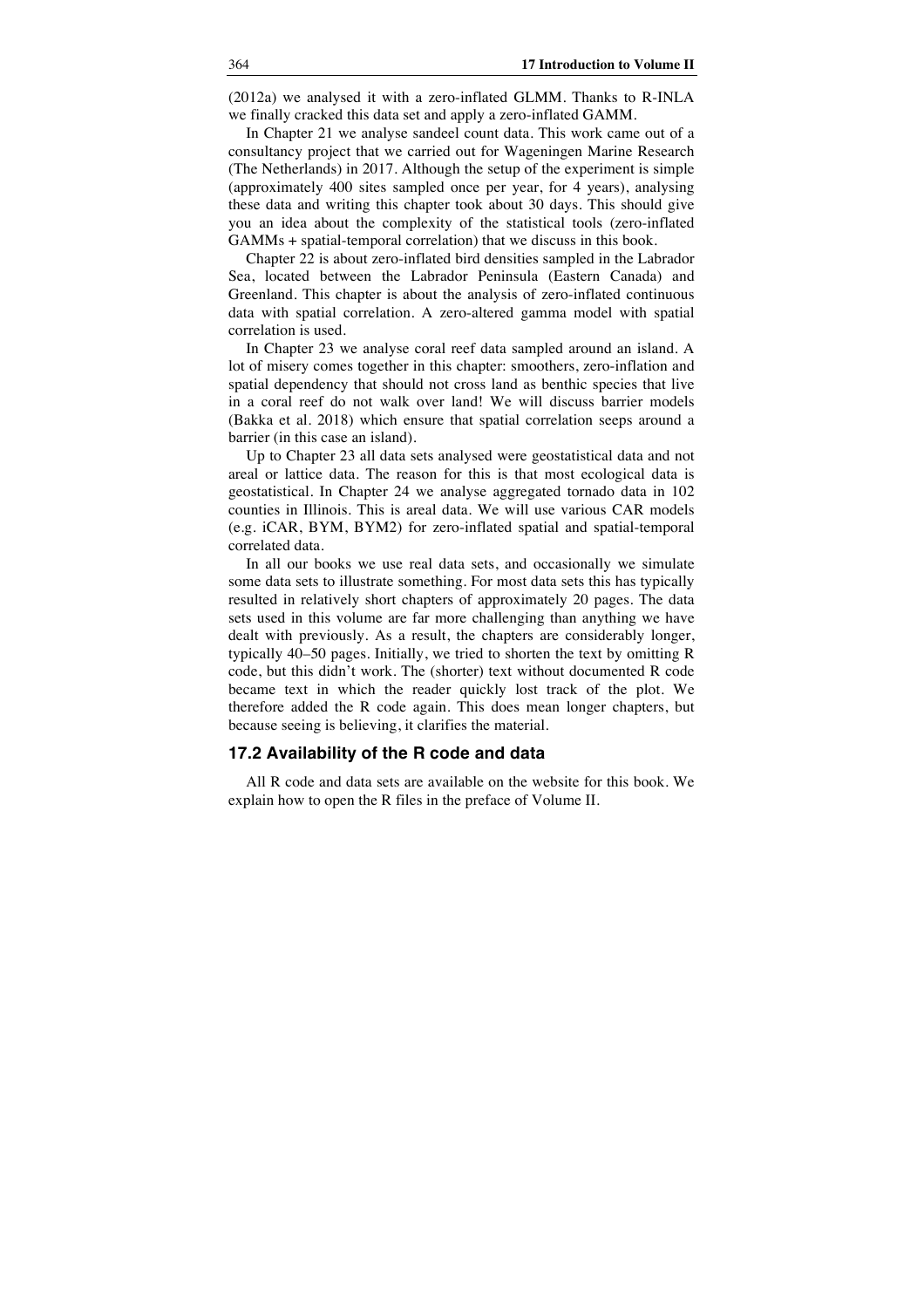(2012a) we analysed it with a zero-inflated GLMM. Thanks to R-INLA we finally cracked this data set and apply a zero-inflated GAMM.

In Chapter 21 we analyse sandeel count data. This work came out of a consultancy project that we carried out for Wageningen Marine Research (The Netherlands) in 2017. Although the setup of the experiment is simple (approximately 400 sites sampled once per year, for 4 years), analysing these data and writing this chapter took about 30 days. This should give you an idea about the complexity of the statistical tools (zero-inflated GAMMs + spatial-temporal correlation) that we discuss in this book.

Chapter 22 is about zero-inflated bird densities sampled in the Labrador Sea, located between the Labrador Peninsula (Eastern Canada) and Greenland. This chapter is about the analysis of zero-inflated continuous data with spatial correlation. A zero-altered gamma model with spatial correlation is used.

In Chapter 23 we analyse coral reef data sampled around an island. A lot of misery comes together in this chapter: smoothers, zero-inflation and spatial dependency that should not cross land as benthic species that live in a coral reef do not walk over land! We will discuss barrier models (Bakka et al. 2018) which ensure that spatial correlation seeps around a barrier (in this case an island).

Up to Chapter 23 all data sets analysed were geostatistical data and not areal or lattice data. The reason for this is that most ecological data is geostatistical. In Chapter 24 we analyse aggregated tornado data in 102 counties in Illinois. This is areal data. We will use various CAR models (e.g. iCAR, BYM, BYM2) for zero-inflated spatial and spatial-temporal correlated data.

In all our books we use real data sets, and occasionally we simulate some data sets to illustrate something. For most data sets this has typically resulted in relatively short chapters of approximately 20 pages. The data sets used in this volume are far more challenging than anything we have dealt with previously. As a result, the chapters are considerably longer, typically 40–50 pages. Initially, we tried to shorten the text by omitting R code, but this didn't work. The (shorter) text without documented R code became text in which the reader quickly lost track of the plot. We therefore added the R code again. This does mean longer chapters, but because seeing is believing, it clarifies the material.

## 17.2 Availability of the R code and data

All R code and data sets are available on the website for this book. We explain how to open the R files in the preface of Volume II.